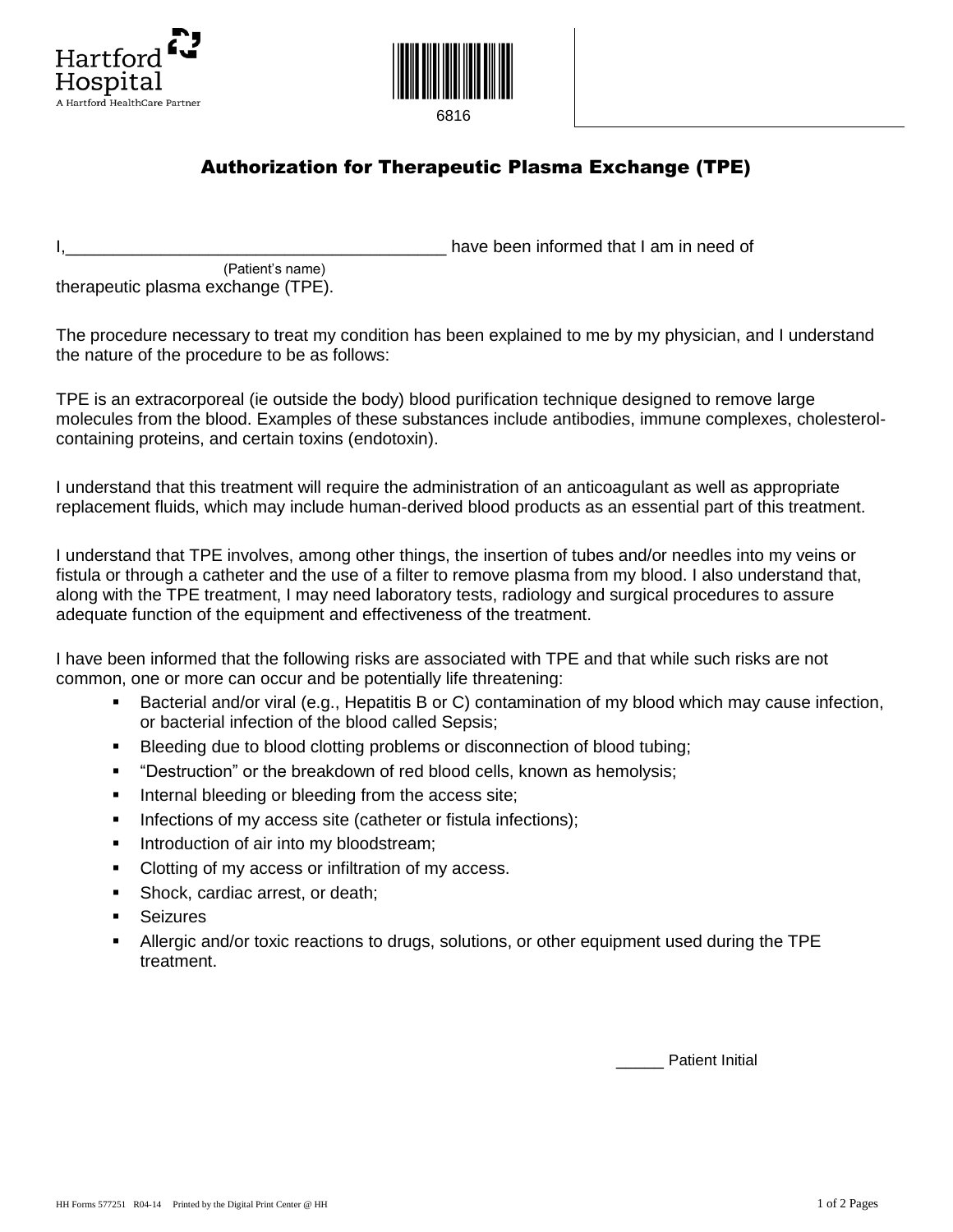Hartford Hospital
A Hartford HealthCare Partner

6816

## Authorization for Therapeutic Plasma Exchange (TPE)

I,________________________________________ have been informed that I am in need of
(Patient's name)
therapeutic plasma exchange (TPE).

The procedure necessary to treat my condition has been explained to me by my physician, and I understand the nature of the procedure to be as follows:

TPE is an extracorporeal (ie outside the body) blood purification technique designed to remove large molecules from the blood. Examples of these substances include antibodies, immune complexes, cholesterol-containing proteins, and certain toxins (endotoxin).

I understand that this treatment will require the administration of an anticoagulant as well as appropriate replacement fluids, which may include human-derived blood products as an essential part of this treatment.

I understand that TPE involves, among other things, the insertion of tubes and/or needles into my veins or fistula or through a catheter and the use of a filter to remove plasma from my blood. I also understand that, along with the TPE treatment, I may need laboratory tests, radiology and surgical procedures to assure adequate function of the equipment and effectiveness of the treatment.

I have been informed that the following risks are associated with TPE and that while such risks are not common, one or more can occur and be potentially life threatening:

- Bacterial and/or viral (e.g., Hepatitis B or C) contamination of my blood which may cause infection, or bacterial infection of the blood called Sepsis;
- Bleeding due to blood clotting problems or disconnection of blood tubing;
- "Destruction" or the breakdown of red blood cells, known as hemolysis;
- Internal bleeding or bleeding from the access site;
- Infections of my access site (catheter or fistula infections);
- Introduction of air into my bloodstream;
- Clotting of my access or infiltration of my access.
- Shock, cardiac arrest, or death;
- Seizures
- Allergic and/or toxic reactions to drugs, solutions, or other equipment used during the TPE treatment.

_____ Patient Initial

HH Forms 577251 R04-14 Printed by the Digital Print Center @ HH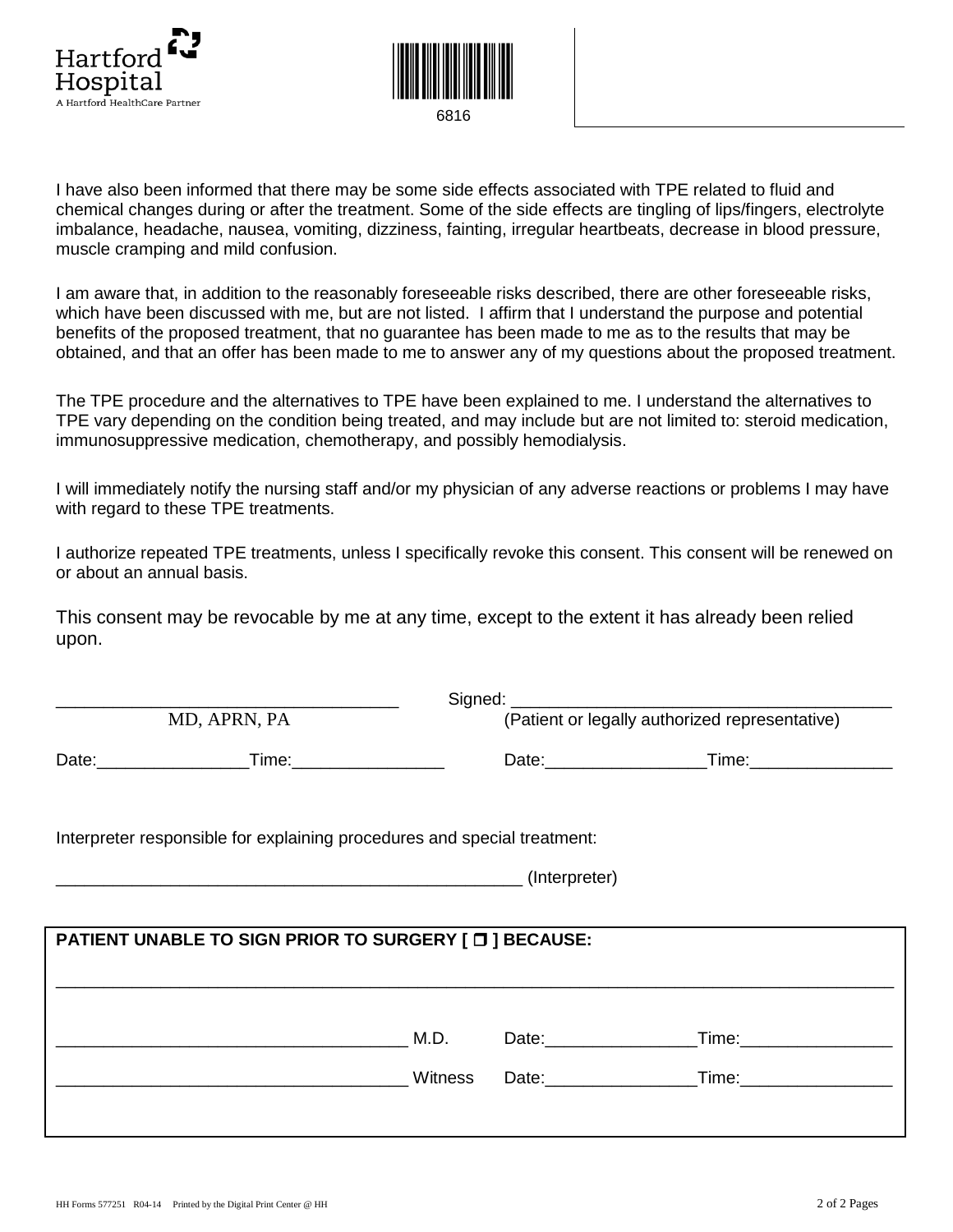Hartford Hospital
A Hartford HealthCare Partner

6816

I have also been informed that there may be some side effects associated with TPE related to fluid and chemical changes during or after the treatment. Some of the side effects are tingling of lips/fingers, electrolyte imbalance, headache, nausea, vomiting, dizziness, fainting, irregular heartbeats, decrease in blood pressure, muscle cramping and mild confusion.

I am aware that, in addition to the reasonably foreseeable risks described, there are other foreseeable risks, which have been discussed with me, but are not listed. I affirm that I understand the purpose and potential benefits of the proposed treatment, that no guarantee has been made to me as to the results that may be obtained, and that an offer has been made to me to answer any of my questions about the proposed treatment.

The TPE procedure and the alternatives to TPE have been explained to me. I understand the alternatives to TPE vary depending on the condition being treated, and may include but are not limited to: steroid medication, immunosuppressive medication, chemotherapy, and possibly hemodialysis.

I will immediately notify the nursing staff and/or my physician of any adverse reactions or problems I may have with regard to these TPE treatments.

I authorize repeated TPE treatments, unless I specifically revoke this consent. This consent will be renewed on or about an annual basis.

This consent may be revocable by me at any time, except to the extent it has already been relied upon.

___________________________________ MD, APRN, PA

Date:________________Time:________________

Signed: ________________________________________ (Patient or legally authorized representative)

Date:_________________Time:_______________

Interpreter responsible for explaining procedures and special treatment:

__________________________________________________ (Interpreter)

**PATIENT UNABLE TO SIGN PRIOR TO SURGERY [ ❒ ] BECAUSE:**

_____________________________________________________________________________________

_____________________________________ M.D. Date:________________Time:________________

_____________________________________ Witness Date:________________Time:________________

HH Forms 577251 R04-14 Printed by the Digital Print Center @ HH